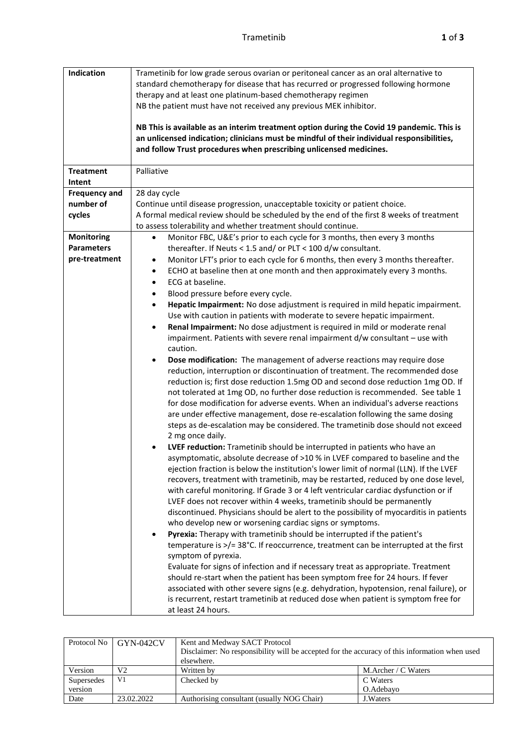| | |
|---|---|
| **Indication** | Trametinib for low grade serous ovarian or peritoneal cancer as an oral alternative to standard chemotherapy for disease that has recurred or progressed following hormone therapy and at least one platinum-based chemotherapy regimen<br>NB the patient must have not received any previous MEK inhibitor.<br><br>**NB This is available as an interim treatment option during the Covid 19 pandemic. This is an unlicensed indication; clinicians must be mindful of their individual responsibilities, and follow Trust procedures when prescribing unlicensed medicines.** |
| **Treatment Intent** | Palliative |
| **Frequency and number of cycles** | 28 day cycle<br>Continue until disease progression, unacceptable toxicity or patient choice.<br>A formal medical review should be scheduled by the end of the first 8 weeks of treatment to assess tolerability and whether treatment should continue. |
| **Monitoring Parameters pre-treatment** | • Monitor FBC, U&E's prior to each cycle for 3 months, then every 3 months thereafter. If Neuts < 1.5 and/ or PLT < 100 d/w consultant.<br>• Monitor LFT's prior to each cycle for 6 months, then every 3 months thereafter.<br>• ECHO at baseline then at one month and then approximately every 3 months.<br>• ECG at baseline.<br>• Blood pressure before every cycle.<br>• **Hepatic Impairment:** No dose adjustment is required in mild hepatic impairment. Use with caution in patients with moderate to severe hepatic impairment.<br>• **Renal Impairment:** No dose adjustment is required in mild or moderate renal impairment. Patients with severe renal impairment d/w consultant – use with caution.<br>• **Dose modification:** The management of adverse reactions may require dose reduction, interruption or discontinuation of treatment. The recommended dose reduction is; first dose reduction 1.5mg OD and second dose reduction 1mg OD. If not tolerated at 1mg OD, no further dose reduction is recommended. See table 1 for dose modification for adverse events. When an individual's adverse reactions are under effective management, dose re-escalation following the same dosing steps as de-escalation may be considered. The trametinib dose should not exceed 2 mg once daily.<br>• **LVEF reduction:** Trametinib should be interrupted in patients who have an asymptomatic, absolute decrease of >10 % in LVEF compared to baseline and the ejection fraction is below the institution's lower limit of normal (LLN). If the LVEF recovers, treatment with trametinib, may be restarted, reduced by one dose level, with careful monitoring. If Grade 3 or 4 left ventricular cardiac dysfunction or if LVEF does not recover within 4 weeks, trametinib should be permanently discontinued. Physicians should be alert to the possibility of myocarditis in patients who develop new or worsening cardiac signs or symptoms.<br>• **Pyrexia:** Therapy with trametinib should be interrupted if the patient's temperature is >/= 38°C. If reoccurrence, treatment can be interrupted at the first symptom of pyrexia.<br>Evaluate for signs of infection and if necessary treat as appropriate. Treatment should re-start when the patient has been symptom free for 24 hours. If fever associated with other severe signs (e.g. dehydration, hypotension, renal failure), or is recurrent, restart trametinib at reduced dose when patient is symptom free for at least 24 hours. |

| Protocol No | GYN-042CV | Kent and Medway SACT Protocol<br>Disclaimer: No responsibility will be accepted for the accuracy of this information when used elsewhere. | |
|---|---|---|---|
| Version | V2 | Written by | M.Archer / C Waters |
| Supersedes version | V1 | Checked by | C Waters<br>O.Adebayo |
| Date | 23.02.2022 | Authorising consultant (usually NOG Chair) | J.Waters |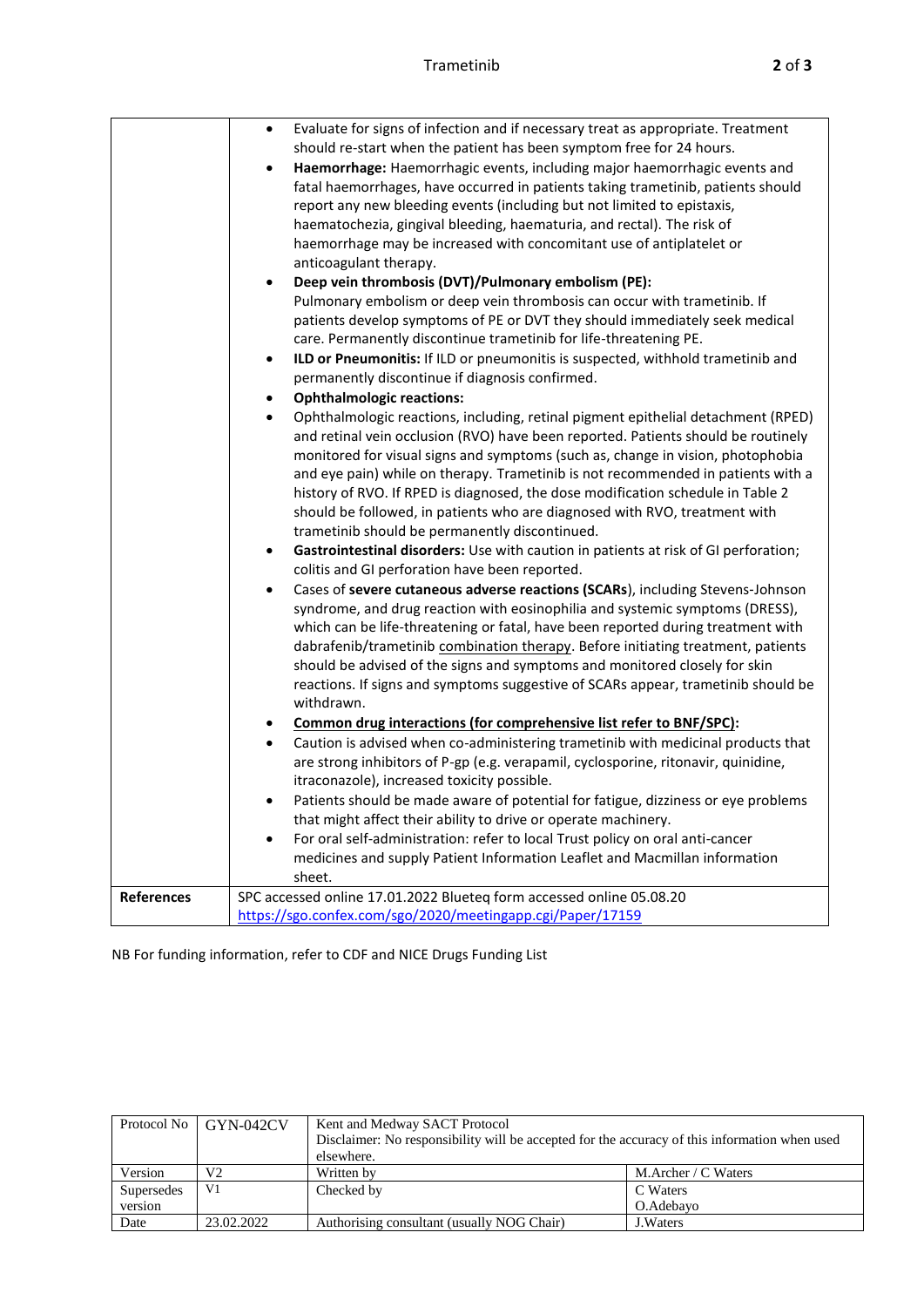| | |
|---|---|
| | • Evaluate for signs of infection and if necessary treat as appropriate. Treatment should re-start when the patient has been symptom free for 24 hours.<br>• **Haemorrhage:** Haemorrhagic events, including major haemorrhagic events and fatal haemorrhages, have occurred in patients taking trametinib, patients should report any new bleeding events (including but not limited to epistaxis, haematochezia, gingival bleeding, haematuria, and rectal). The risk of haemorrhage may be increased with concomitant use of antiplatelet or anticoagulant therapy.<br>• **Deep vein thrombosis (DVT)/Pulmonary embolism (PE):** Pulmonary embolism or deep vein thrombosis can occur with trametinib. If patients develop symptoms of PE or DVT they should immediately seek medical care. Permanently discontinue trametinib for life-threatening PE.<br>• **ILD or Pneumonitis:** If ILD or pneumonitis is suspected, withhold trametinib and permanently discontinue if diagnosis confirmed.<br>• **Ophthalmologic reactions:**<br>• Ophthalmologic reactions, including, retinal pigment epithelial detachment (RPED) and retinal vein occlusion (RVO) have been reported. Patients should be routinely monitored for visual signs and symptoms (such as, change in vision, photophobia and eye pain) while on therapy. Trametinib is not recommended in patients with a history of RVO. If RPED is diagnosed, the dose modification schedule in Table 2 should be followed, in patients who are diagnosed with RVO, treatment with trametinib should be permanently discontinued.<br>• **Gastrointestinal disorders:** Use with caution in patients at risk of GI perforation; colitis and GI perforation have been reported.<br>• Cases of **severe cutaneous adverse reactions (SCARs**), including Stevens-Johnson syndrome, and drug reaction with eosinophilia and systemic symptoms (DRESS), which can be life-threatening or fatal, have been reported during treatment with dabrafenib/trametinib combination therapy. Before initiating treatment, patients should be advised of the signs and symptoms and monitored closely for skin reactions. If signs and symptoms suggestive of SCARs appear, trametinib should be withdrawn.<br>• **Common drug interactions (for comprehensive list refer to BNF/SPC):**<br>• Caution is advised when co-administering trametinib with medicinal products that are strong inhibitors of P-gp (e.g. verapamil, cyclosporine, ritonavir, quinidine, itraconazole), increased toxicity possible.<br>• Patients should be made aware of potential for fatigue, dizziness or eye problems that might affect their ability to drive or operate machinery.<br>• For oral self-administration: refer to local Trust policy on oral anti-cancer medicines and supply Patient Information Leaflet and Macmillan information sheet. |
| **References** | SPC accessed online 17.01.2022 Blueteq form accessed online 05.08.20<br>https://sgo.confex.com/sgo/2020/meetingapp.cgi/Paper/17159 |

NB For funding information, refer to CDF and NICE Drugs Funding List

| Protocol No | GYN-042CV | Kent and Medway SACT Protocol<br>Disclaimer: No responsibility will be accepted for the accuracy of this information when used elsewhere. | |
|---|---|---|---|
| Version | V2 | Written by | M.Archer / C Waters |
| Supersedes version | V1 | Checked by | C Waters<br>O.Adebayo |
| Date | 23.02.2022 | Authorising consultant (usually NOG Chair) | J.Waters |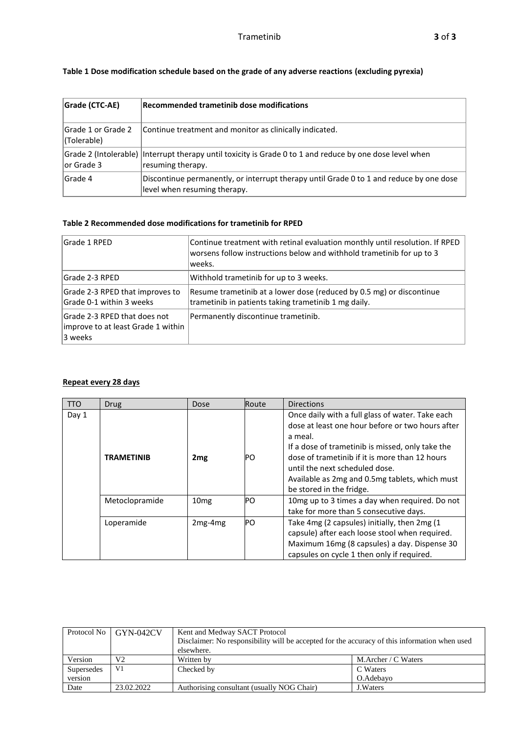**Table 1 Dose modification schedule based on the grade of any adverse reactions (excluding pyrexia)**

| Grade (CTC-AE) | Recommended trametinib dose modifications |
|---|---|
| Grade 1 or Grade 2 (Tolerable) | Continue treatment and monitor as clinically indicated. |
| Grade 2 (Intolerable) or Grade 3 | Interrupt therapy until toxicity is Grade 0 to 1 and reduce by one dose level when resuming therapy. |
| Grade 4 | Discontinue permanently, or interrupt therapy until Grade 0 to 1 and reduce by one dose level when resuming therapy. |

**Table 2 Recommended dose modifications for trametinib for RPED**

| | |
|---|---|
| Grade 1 RPED | Continue treatment with retinal evaluation monthly until resolution. If RPED worsens follow instructions below and withhold trametinib for up to 3 weeks. |
| Grade 2-3 RPED | Withhold trametinib for up to 3 weeks. |
| Grade 2-3 RPED that improves to Grade 0-1 within 3 weeks | Resume trametinib at a lower dose (reduced by 0.5 mg) or discontinue trametinib in patients taking trametinib 1 mg daily. |
| Grade 2-3 RPED that does not improve to at least Grade 1 within 3 weeks | Permanently discontinue trametinib. |

**<u>Repeat every 28 days</u>**

| TTO | Drug | Dose | Route | Directions |
|---|---|---|---|---|
| Day 1 | **TRAMETINIB** | **2mg** | PO | Once daily with a full glass of water. Take each dose at least one hour before or two hours after a meal.<br>If a dose of trametinib is missed, only take the dose of trametinib if it is more than 12 hours until the next scheduled dose.<br>Available as 2mg and 0.5mg tablets, which must be stored in the fridge. |
| | Metoclopramide | 10mg | PO | 10mg up to 3 times a day when required. Do not take for more than 5 consecutive days. |
| | Loperamide | 2mg-4mg | PO | Take 4mg (2 capsules) initially, then 2mg (1 capsule) after each loose stool when required. Maximum 16mg (8 capsules) a day. Dispense 30 capsules on cycle 1 then only if required. |

| Protocol No | GYN-042CV | Kent and Medway SACT Protocol<br>Disclaimer: No responsibility will be accepted for the accuracy of this information when used elsewhere. | |
|---|---|---|---|
| Version | V2 | Written by | M.Archer / C Waters |
| Supersedes version | V1 | Checked by | C Waters<br>O.Adebayo |
| Date | 23.02.2022 | Authorising consultant (usually NOG Chair) | J.Waters |